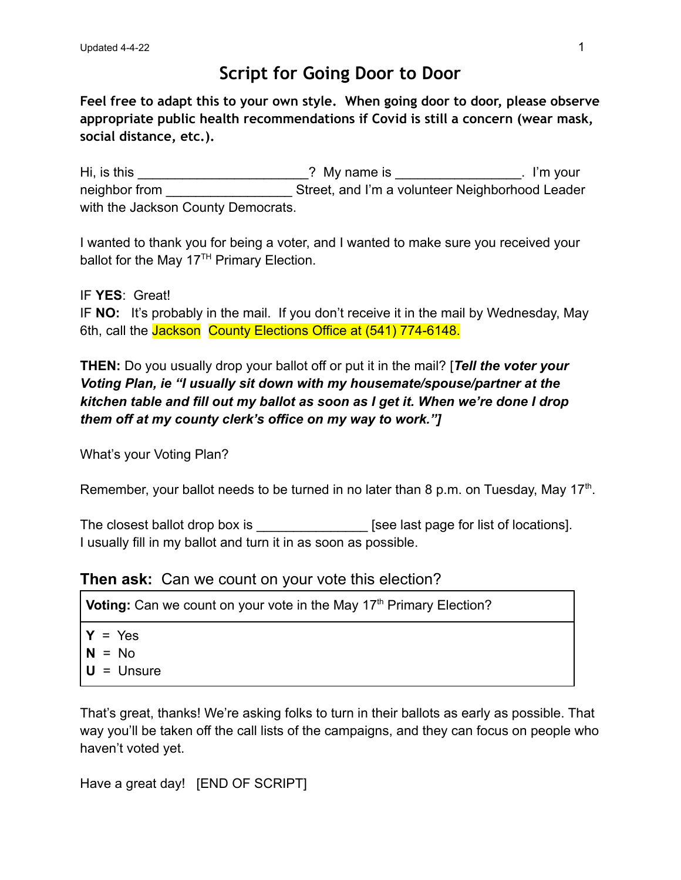Updated 4-4-22

# Script for Going Door to Door

**Feel free to adapt this to your own style. When going door to door, please observe appropriate public health recommendations if Covid is still a concern (wear mask, social distance, etc.).**

Hi, is this ______________________? My name is ________________. I'm your neighbor from ________________ Street, and I'm a volunteer Neighborhood Leader with the Jackson County Democrats.

I wanted to thank you for being a voter, and I wanted to make sure you received your ballot for the May 17TH Primary Election.

IF **YES**: Great!
IF **NO:** It's probably in the mail. If you don't receive it in the mail by Wednesday, May 6th, call the Jackson County Elections Office at (541) 774-6148.

**THEN:** Do you usually drop your ballot off or put it in the mail? [***Tell the voter your Voting Plan, ie "I usually sit down with my housemate/spouse/partner at the kitchen table and fill out my ballot as soon as I get it. When we're done I drop them off at my county clerk's office on my way to work."]***

What's your Voting Plan?

Remember, your ballot needs to be turned in no later than 8 p.m. on Tuesday, May 17th.

The closest ballot drop box is ______________ [see last page for list of locations].
I usually fill in my ballot and turn it in as soon as possible.

## **Then ask:** Can we count on your vote this election?

| **Voting:** Can we count on your vote in the May 17th Primary Election? |
|---|
| **Y** = Yes<br>**N** = No<br>**U** = Unsure |

That's great, thanks! We're asking folks to turn in their ballots as early as possible. That way you'll be taken off the call lists of the campaigns, and they can focus on people who haven't voted yet.

Have a great day! [END OF SCRIPT]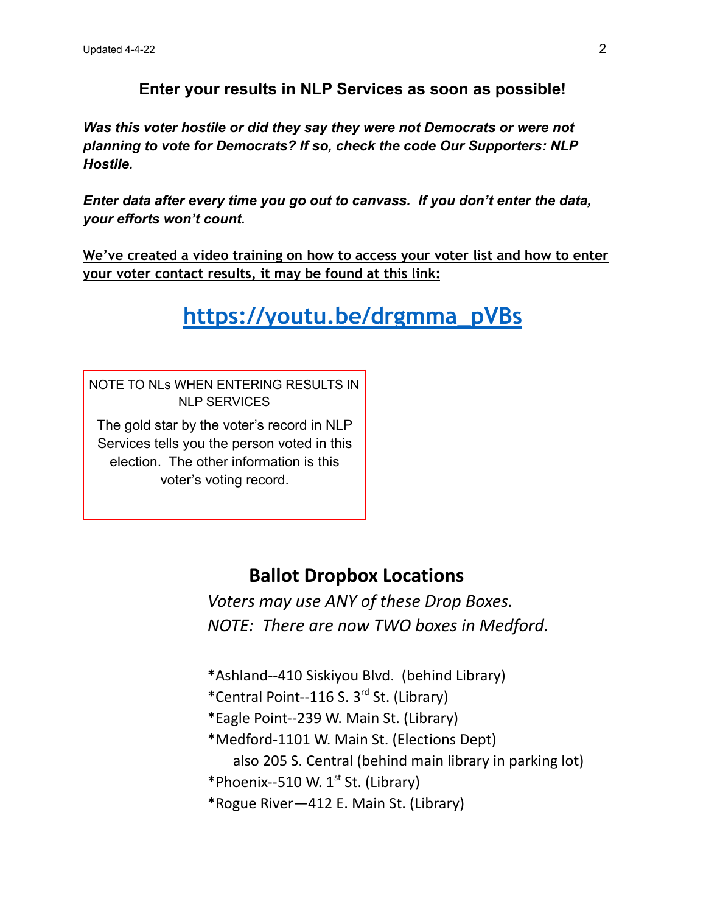**Enter your results in NLP Services as soon as possible!**

***Was this voter hostile or did they say they were not Democrats or were not planning to vote for Democrats? If so, check the code Our Supporters: NLP Hostile.***

***Enter data after every time you go out to canvass. If you don't enter the data, your efforts won't count.***

<u>**We've created a video training on how to access your voter list and how to enter your voter contact results, it may be found at this link:**</u>

## [https://youtu.be/drgmma_pVBs](https://youtu.be/drgmma_pVBs)

> NOTE TO NLs WHEN ENTERING RESULTS IN NLP SERVICES
>
> The gold star by the voter's record in NLP Services tells you the person voted in this election. The other information is this voter's voting record.

## Ballot Dropbox Locations

*Voters may use ANY of these Drop Boxes.*
*NOTE: There are now TWO boxes in Medford.*

*Ashland--410 Siskiyou Blvd. (behind Library)
*Central Point--116 S. 3rd St. (Library)
*Eagle Point--239 W. Main St. (Library)
*Medford-1101 W. Main St. (Elections Dept)
  also 205 S. Central (behind main library in parking lot)
*Phoenix--510 W. 1st St. (Library)
*Rogue River—412 E. Main St. (Library)